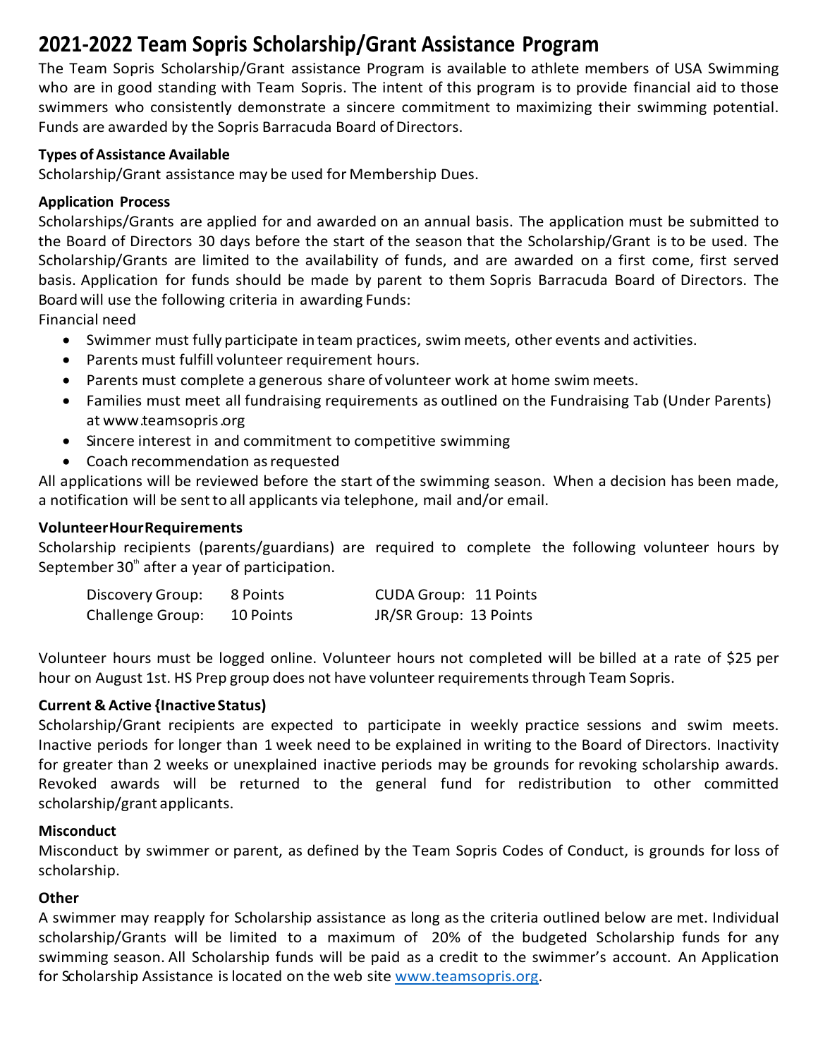# 2021-2022 Team Sopris Scholarship/Grant Assistance Program

The Team Sopris Scholarship/Grant assistance Program is available to athlete members of USA Swimming who are in good standing with Team Sopris. The intent of this program is to provide financial aid to those swimmers who consistently demonstrate a sincere commitment to maximizing their swimming potential. Funds are awarded by the Sopris Barracuda Board of Directors.

**Types of Assistance Available**

Scholarship/Grant assistance may be used for Membership Dues.

**Application Process**

Scholarships/Grants are applied for and awarded on an annual basis. The application must be submitted to the Board of Directors 30 days before the start of the season that the Scholarship/Grant is to be used. The Scholarship/Grants are limited to the availability of funds, and are awarded on a first come, first served basis. Application for funds should be made by parent to them Sopris Barracuda Board of Directors. The Board will use the following criteria in awarding Funds:

Financial need

- Swimmer must fully participate in team practices, swim meets, other events and activities.
- Parents must fulfill volunteer requirement hours.
- Parents must complete a generous share of volunteer work at home swim meets.
- Families must meet all fundraising requirements as outlined on the Fundraising Tab (Under Parents) at www.teamsopris.org
- Sincere interest in and commitment to competitive swimming
- Coach recommendation as requested

All applications will be reviewed before the start of the swimming season. When a decision has been made, a notification will be sent to all applicants via telephone, mail and/or email.

**Volunteer Hour Requirements**

Scholarship recipients (parents/guardians) are required to complete the following volunteer hours by September 30th after a year of participation.

| | | | |
|---|---|---|---|
| Discovery Group: | 8 Points | CUDA Group: | 11 Points |
| Challenge Group: | 10 Points | JR/SR Group: | 13 Points |

Volunteer hours must be logged online. Volunteer hours not completed will be billed at a rate of $25 per hour on August 1st. HS Prep group does not have volunteer requirements through Team Sopris.

**Current & Active {Inactive Status)**

Scholarship/Grant recipients are expected to participate in weekly practice sessions and swim meets. Inactive periods for longer than 1 week need to be explained in writing to the Board of Directors. Inactivity for greater than 2 weeks or unexplained inactive periods may be grounds for revoking scholarship awards. Revoked awards will be returned to the general fund for redistribution to other committed scholarship/grant applicants.

**Misconduct**

Misconduct by swimmer or parent, as defined by the Team Sopris Codes of Conduct, is grounds for loss of scholarship.

**Other**

A swimmer may reapply for Scholarship assistance as long as the criteria outlined below are met. Individual scholarship/Grants will be limited to a maximum of 20% of the budgeted Scholarship funds for any swimming season. All Scholarship funds will be paid as a credit to the swimmer's account. An Application for Scholarship Assistance is located on the web site [www.teamsopris.org](http://www.teamsopris.org).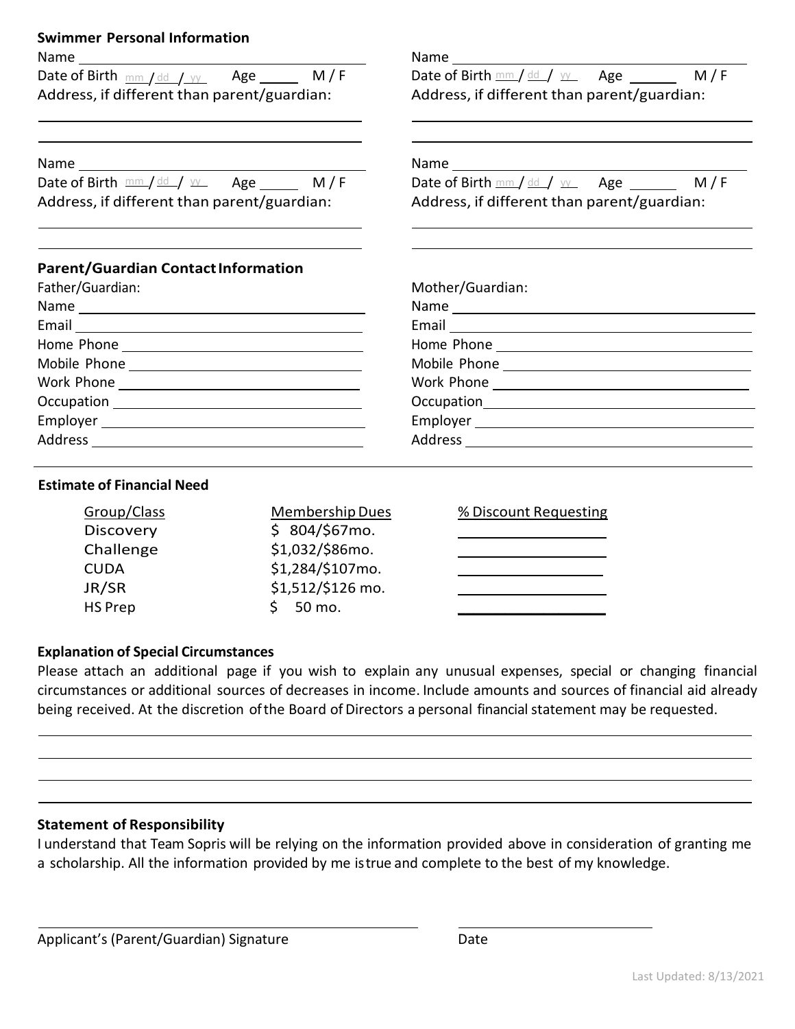### Swimmer Personal Information

Name ______________________________
Date of Birth mm / dd / yy Age _____ M / F
Address, if different than parent/guardian:

______________________________

______________________________

Name ______________________________
Date of Birth mm / dd / yy Age _____ M / F
Address, if different than parent/guardian:

______________________________

______________________________

Name ______________________________
Date of Birth mm / dd / yy Age _____ M / F
Address, if different than parent/guardian:

______________________________

______________________________

Name ______________________________
Date of Birth mm / dd / yy Age _____ M / F
Address, if different than parent/guardian:

______________________________

______________________________

### Parent/Guardian Contact Information

Father/Guardian:
Name ______________________________
Email ______________________________
Home Phone ______________________________
Mobile Phone ______________________________
Work Phone ______________________________
Occupation ______________________________
Employer ______________________________
Address ______________________________

Mother/Guardian:
Name ______________________________
Email ______________________________
Home Phone ______________________________
Mobile Phone ______________________________
Work Phone ______________________________
Occupation ______________________________
Employer ______________________________
Address ______________________________

### Estimate of Financial Need

| Group/Class | Membership Dues | % Discount Requesting |
|---|---|---|
| Discovery | $ 804/$67mo. | |
| Challenge | $1,032/$86mo. | |
| CUDA | $1,284/$107mo. | |
| JR/SR | $1,512/$126 mo. | |
| HS Prep | $ 50 mo. | |

### Explanation of Special Circumstances

Please attach an additional page if you wish to explain any unusual expenses, special or changing financial circumstances or additional sources of decreases in income. Include amounts and sources of financial aid already being received. At the discretion of the Board of Directors a personal financial statement may be requested.

______________________________

______________________________

______________________________

______________________________

### Statement of Responsibility

I understand that Team Sopris will be relying on the information provided above in consideration of granting me a scholarship. All the information provided by me is true and complete to the best of my knowledge.

______________________________ ______________________________
Applicant's (Parent/Guardian) Signature Date

Last Updated: 8/13/2021